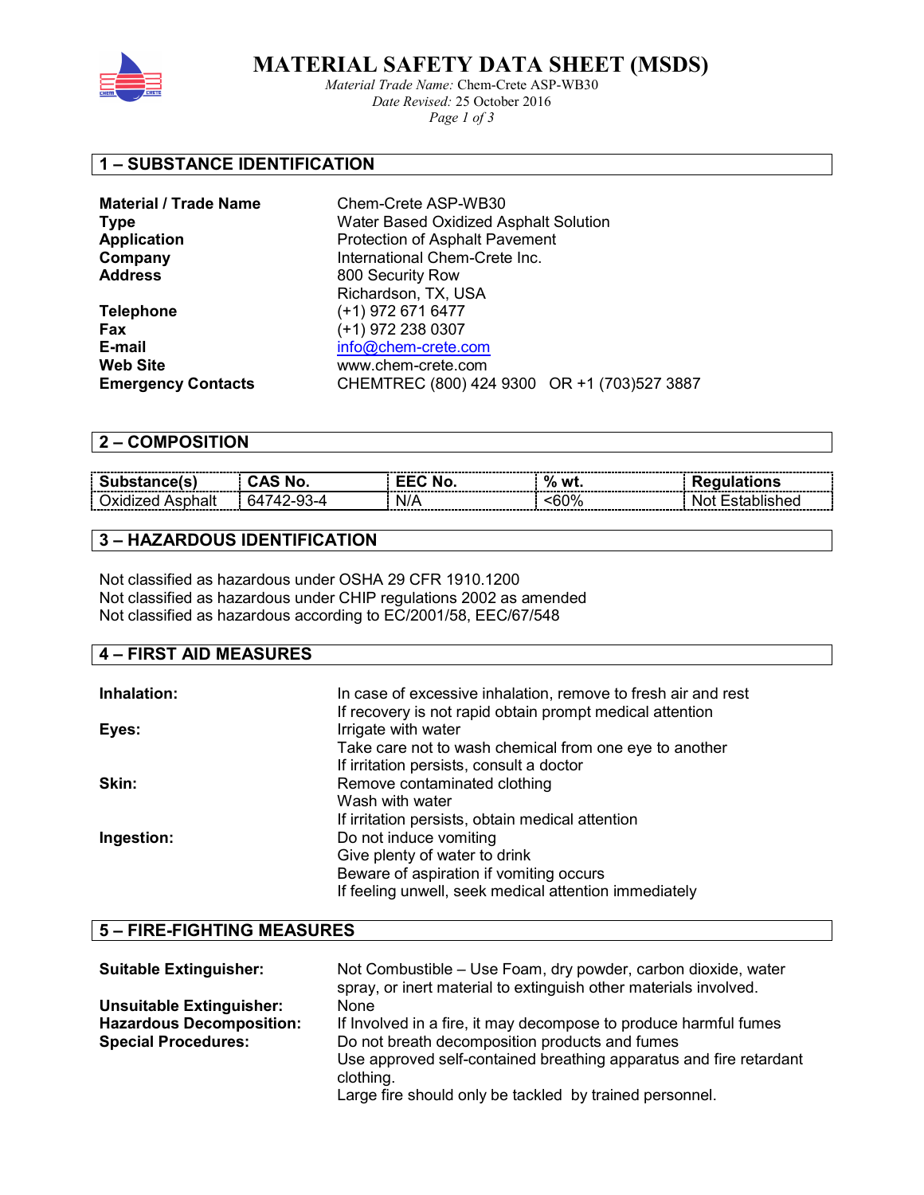# MATERIAL SAFETY DATA SHEET (MSDS)

*Material Trade Name:* Chem-Crete ASP-WB30
*Date Revised:* 25 October 2016

## 1 – SUBSTANCE IDENTIFICATION

| | |
|---|---|
| **Material / Trade Name** | Chem-Crete ASP-WB30 |
| **Type** | Water Based Oxidized Asphalt Solution |
| **Application** | Protection of Asphalt Pavement |
| **Company** | International Chem-Crete Inc. |
| **Address** | 800 Security Row<br>Richardson, TX, USA |
| **Telephone** | (+1) 972 671 6477 |
| **Fax** | (+1) 972 238 0307 |
| **E-mail** | info@chem-crete.com |
| **Web Site** | www.chem-crete.com |
| **Emergency Contacts** | CHEMTREC (800) 424 9300 OR +1 (703)527 3887 |

## 2 – COMPOSITION

| Substance(s) | CAS No. | EEC No. | % wt. | Regulations |
|---|---|---|---|---|
| Oxidized Asphalt | 64742-93-4 | N/A | <60% | Not Established |

## 3 – HAZARDOUS IDENTIFICATION

Not classified as hazardous under OSHA 29 CFR 1910.1200
Not classified as hazardous under CHIP regulations 2002 as amended
Not classified as hazardous according to EC/2001/58, EEC/67/548

## 4 – FIRST AID MEASURES

| | |
|---|---|
| **Inhalation:** | In case of excessive inhalation, remove to fresh air and rest<br>If recovery is not rapid obtain prompt medical attention |
| **Eyes:** | Irrigate with water<br>Take care not to wash chemical from one eye to another<br>If irritation persists, consult a doctor |
| **Skin:** | Remove contaminated clothing<br>Wash with water<br>If irritation persists, obtain medical attention |
| **Ingestion:** | Do not induce vomiting<br>Give plenty of water to drink<br>Beware of aspiration if vomiting occurs<br>If feeling unwell, seek medical attention immediately |

## 5 – FIRE-FIGHTING MEASURES

| | |
|---|---|
| **Suitable Extinguisher:** | Not Combustible – Use Foam, dry powder, carbon dioxide, water spray, or inert material to extinguish other materials involved. |
| **Unsuitable Extinguisher:** | None |
| **Hazardous Decomposition:** | If Involved in a fire, it may decompose to produce harmful fumes |
| **Special Procedures:** | Do not breath decomposition products and fumes<br>Use approved self-contained breathing apparatus and fire retardant clothing.<br>Large fire should only be tackled by trained personnel. |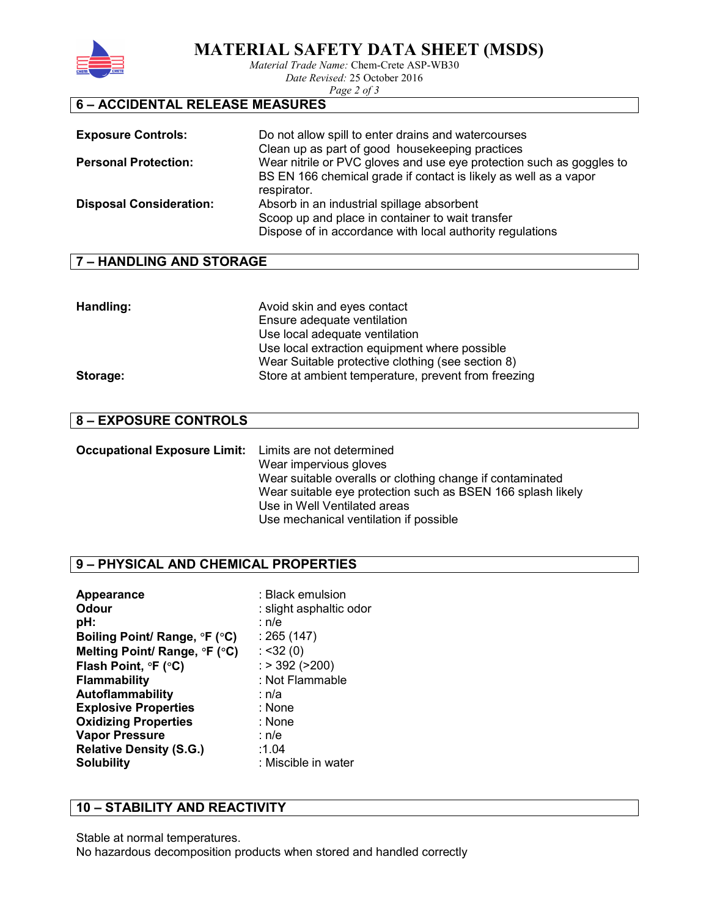## 6 – ACCIDENTAL RELEASE MEASURES

| | |
|---|---|
| **Exposure Controls:** | Do not allow spill to enter drains and watercourses<br>Clean up as part of good housekeeping practices |
| **Personal Protection:** | Wear nitrile or PVC gloves and use eye protection such as goggles to BS EN 166 chemical grade if contact is likely as well as a vapor respirator. |
| **Disposal Consideration:** | Absorb in an industrial spillage absorbent<br>Scoop up and place in container to wait transfer<br>Dispose of in accordance with local authority regulations |

## 7 – HANDLING AND STORAGE

| | |
|---|---|
| **Handling:** | Avoid skin and eyes contact<br>Ensure adequate ventilation<br>Use local adequate ventilation<br>Use local extraction equipment where possible<br>Wear Suitable protective clothing (see section 8) |
| **Storage:** | Store at ambient temperature, prevent from freezing |

## 8 – EXPOSURE CONTROLS

| | |
|---|---|
| **Occupational Exposure Limit:** | Limits are not determined<br>Wear impervious gloves<br>Wear suitable overalls or clothing change if contaminated<br>Wear suitable eye protection such as BSEN 166 splash likely<br>Use in Well Ventilated areas<br>Use mechanical ventilation if possible |

## 9 – PHYSICAL AND CHEMICAL PROPERTIES

| | |
|---|---|
| **Appearance** | : Black emulsion |
| **Odour** | : slight asphaltic odor |
| **pH:** | : n/e |
| **Boiling Point/ Range, °F (°C)** | : 265 (147) |
| **Melting Point/ Range, °F (°C)** | : <32 (0) |
| **Flash Point, °F (°C)** | : > 392 (>200) |
| **Flammability** | : Not Flammable |
| **Autoflammability** | : n/a |
| **Explosive Properties** | : None |
| **Oxidizing Properties** | : None |
| **Vapor Pressure** | : n/e |
| **Relative Density (S.G.)** | :1.04 |
| **Solubility** | : Miscible in water |

## 10 – STABILITY AND REACTIVITY

Stable at normal temperatures.
No hazardous decomposition products when stored and handled correctly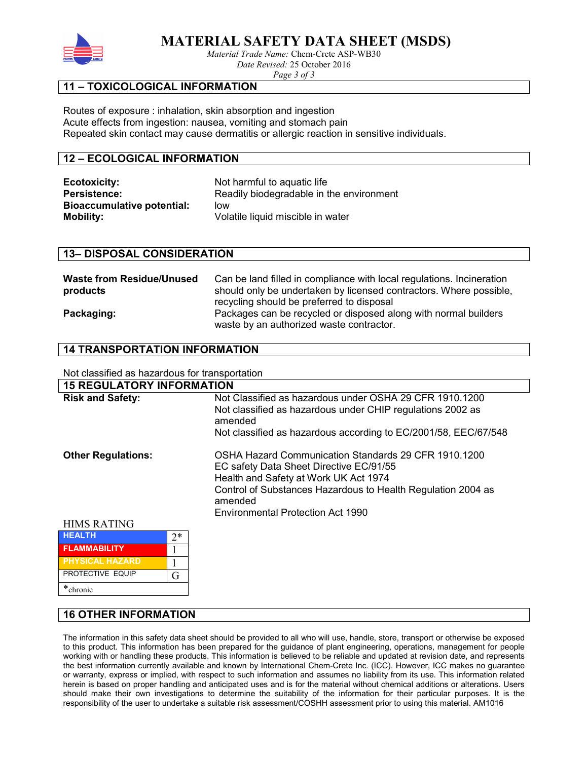## 11 – TOXICOLOGICAL INFORMATION

Routes of exposure : inhalation, skin absorption and ingestion
Acute effects from ingestion: nausea, vomiting and stomach pain
Repeated skin contact may cause dermatitis or allergic reaction in sensitive individuals.

## 12 – ECOLOGICAL INFORMATION

| | |
|---|---|
| **Ecotoxicity:** | Not harmful to aquatic life |
| **Persistence:** | Readily biodegradable in the environment |
| **Bioaccumulative potential:** | low |
| **Mobility:** | Volatile liquid miscible in water |

## 13– DISPOSAL CONSIDERATION

| | |
|---|---|
| **Waste from Residue/Unused products** | Can be land filled in compliance with local regulations. Incineration should only be undertaken by licensed contractors. Where possible, recycling should be preferred to disposal |
| **Packaging:** | Packages can be recycled or disposed along with normal builders waste by an authorized waste contractor. |

## 14 TRANSPORTATION INFORMATION

Not classified as hazardous for transportation

## 15 REGULATORY INFORMATION

| | |
|---|---|
| **Risk and Safety:** | Not Classified as hazardous under OSHA 29 CFR 1910.1200<br>Not classified as hazardous under CHIP regulations 2002 as amended<br>Not classified as hazardous according to EC/2001/58, EEC/67/548 |
| **Other Regulations:** | OSHA Hazard Communication Standards 29 CFR 1910.1200<br>EC safety Data Sheet Directive EC/91/55<br>Health and Safety at Work UK Act 1974<br>Control of Substances Hazardous to Health Regulation 2004 as amended<br>Environmental Protection Act 1990 |

HIMS RATING

| | |
|---|---|
| HEALTH | 2* |
| FLAMMABILITY | 1 |
| PHYSICAL HAZARD | 1 |
| PROTECTIVE EQUIP | G |
| *chronic | |

## 16 OTHER INFORMATION

The information in this safety data sheet should be provided to all who will use, handle, store, transport or otherwise be exposed to this product. This information has been prepared for the guidance of plant engineering, operations, management for people working with or handling these products. This information is believed to be reliable and updated at revision date, and represents the best information currently available and known by International Chem-Crete Inc. (ICC). However, ICC makes no guarantee or warranty, express or implied, with respect to such information and assumes no liability from its use. This information related herein is based on proper handling and anticipated uses and is for the material without chemical additions or alterations. Users should make their own investigations to determine the suitability of the information for their particular purposes. It is the responsibility of the user to undertake a suitable risk assessment/COSHH assessment prior to using this material. AM1016